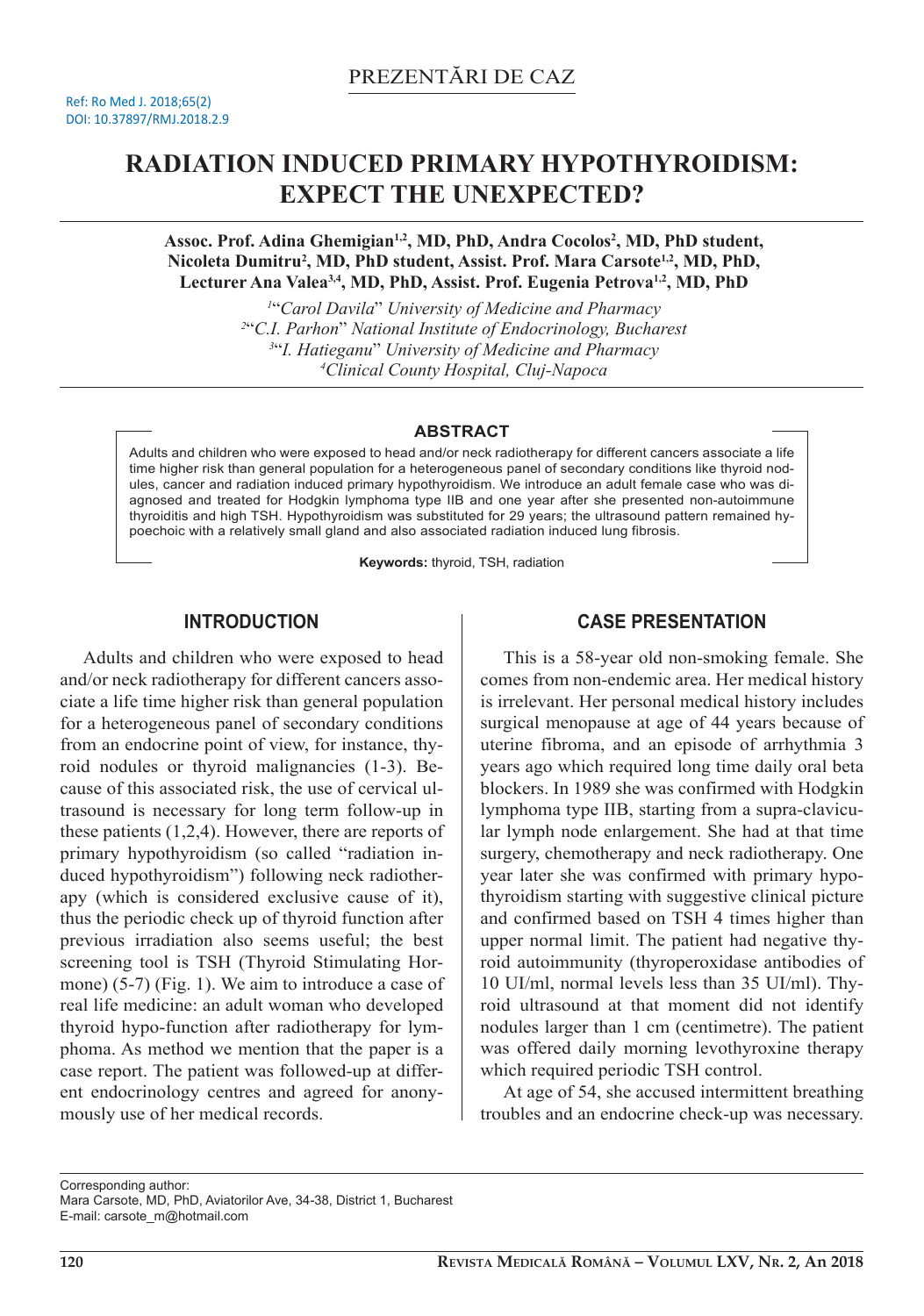PREZENTĂRI DE CAZ

Ref: Ro Med J. 2018;65(2)
DOI: 10.37897/RMJ.2018.2.9

# RADIATION INDUCED PRIMARY HYPOTHYROIDISM: EXPECT THE UNEXPECTED?

**Assoc. Prof. Adina Ghemigian[1,2], MD, PhD, Andra Cocolos[2], MD, PhD student, Nicoleta Dumitru[2], MD, PhD student, Assist. Prof. Mara Carsote[1,2], MD, PhD, Lecturer Ana Valea[3,4], MD, PhD, Assist. Prof. Eugenia Petrova[1,2], MD, PhD**

[1]*"Carol Davila" University of Medicine and Pharmacy*
[2]*"C.I. Parhon" National Institute of Endocrinology, Bucharest*
[3]*"I. Hatieganu" University of Medicine and Pharmacy*
[4]*Clinical County Hospital, Cluj-Napoca*

## ABSTRACT

Adults and children who were exposed to head and/or neck radiotherapy for different cancers associate a life time higher risk than general population for a heterogeneous panel of secondary conditions like thyroid nodules, cancer and radiation induced primary hypothyroidism. We introduce an adult female case who was diagnosed and treated for Hodgkin lymphoma type IIB and one year after she presented non-autoimmune thyroiditis and high TSH. Hypothyroidism was substituted for 29 years; the ultrasound pattern remained hypoechoic with a relatively small gland and also associated radiation induced lung fibrosis.

**Keywords:** thyroid, TSH, radiation

## INTRODUCTION

Adults and children who were exposed to head and/or neck radiotherapy for different cancers associate a life time higher risk than general population for a heterogeneous panel of secondary conditions from an endocrine point of view, for instance, thyroid nodules or thyroid malignancies (1-3). Because of this associated risk, the use of cervical ultrasound is necessary for long term follow-up in these patients (1,2,4). However, there are reports of primary hypothyroidism (so called "radiation induced hypothyroidism") following neck radiotherapy (which is considered exclusive cause of it), thus the periodic check up of thyroid function after previous irradiation also seems useful; the best screening tool is TSH (Thyroid Stimulating Hormone) (5-7) (Fig. 1). We aim to introduce a case of real life medicine: an adult woman who developed thyroid hypo-function after radiotherapy for lymphoma. As method we mention that the paper is a case report. The patient was followed-up at different endocrinology centres and agreed for anonymously use of her medical records.

## CASE PRESENTATION

This is a 58-year old non-smoking female. She comes from non-endemic area. Her medical history is irrelevant. Her personal medical history includes surgical menopause at age of 44 years because of uterine fibroma, and an episode of arrhythmia 3 years ago which required long time daily oral beta blockers. In 1989 she was confirmed with Hodgkin lymphoma type IIB, starting from a supra-clavicular lymph node enlargement. She had at that time surgery, chemotherapy and neck radiotherapy. One year later she was confirmed with primary hypothyroidism starting with suggestive clinical picture and confirmed based on TSH 4 times higher than upper normal limit. The patient had negative thyroid autoimmunity (thyroperoxidase antibodies of 10 UI/ml, normal levels less than 35 UI/ml). Thyroid ultrasound at that moment did not identify nodules larger than 1 cm (centimetre). The patient was offered daily morning levothyroxine therapy which required periodic TSH control.

At age of 54, she accused intermittent breathing troubles and an endocrine check-up was necessary.

Corresponding author:
Mara Carsote, MD, PhD, Aviatorilor Ave, 34-38, District 1, Bucharest
E-mail: carsote_m@hotmail.com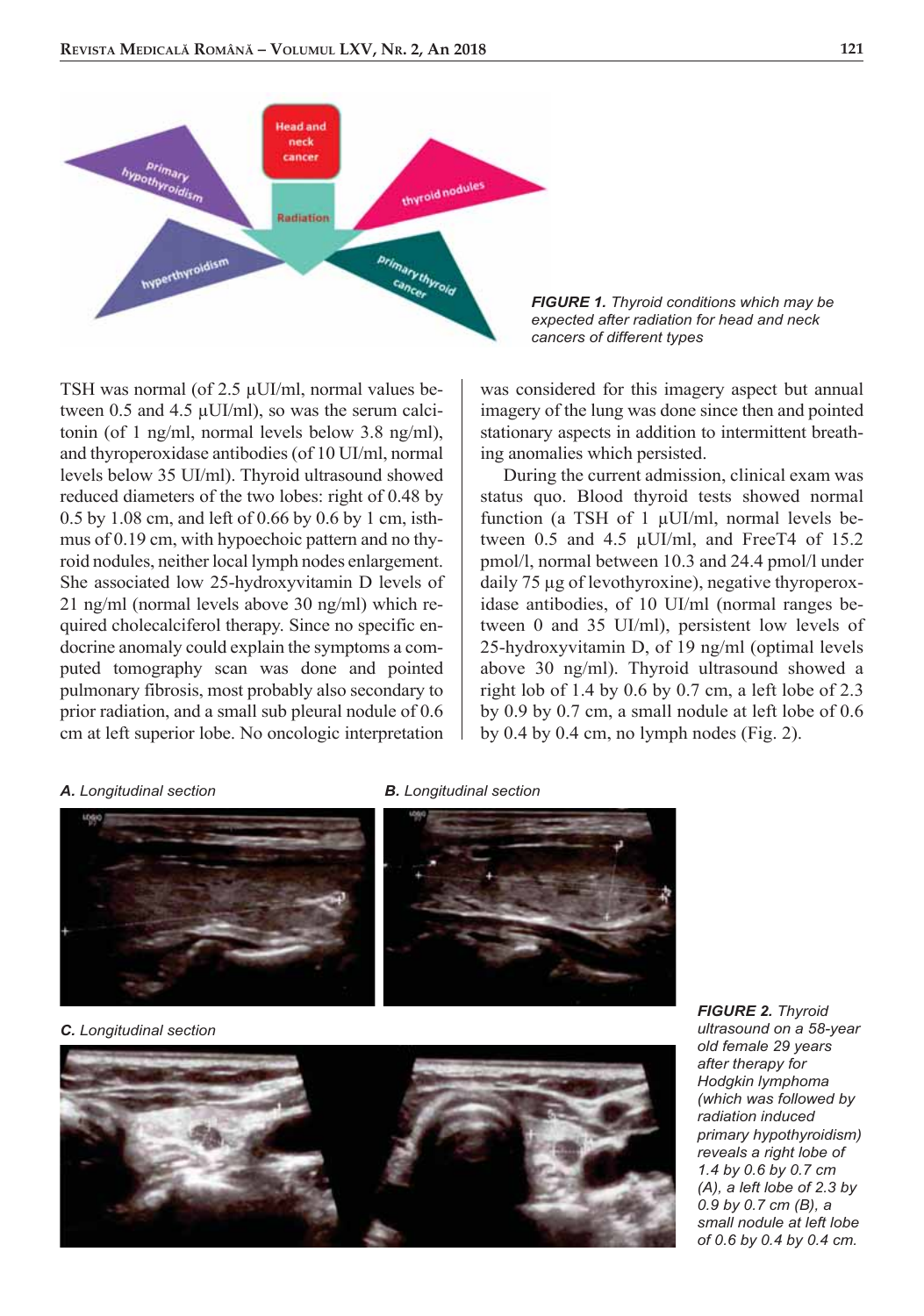*FIGURE 1. Thyroid conditions which may be expected after radiation for head and neck cancers of different types*

TSH was normal (of 2.5 µUI/ml, normal values between 0.5 and 4.5 µUI/ml), so was the serum calcitonin (of 1 ng/ml, normal levels below 3.8 ng/ml), and thyroperoxidase antibodies (of 10 UI/ml, normal levels below 35 UI/ml). Thyroid ultrasound showed reduced diameters of the two lobes: right of 0.48 by 0.5 by 1.08 cm, and left of 0.66 by 0.6 by 1 cm, isthmus of 0.19 cm, with hypoechoic pattern and no thyroid nodules, neither local lymph nodes enlargement. She associated low 25-hydroxyvitamin D levels of 21 ng/ml (normal levels above 30 ng/ml) which required cholecalciferol therapy. Since no specific endocrine anomaly could explain the symptoms a computed tomography scan was done and pointed pulmonary fibrosis, most probably also secondary to prior radiation, and a small sub pleural nodule of 0.6 cm at left superior lobe. No oncologic interpretation was considered for this imagery aspect but annual imagery of the lung was done since then and pointed stationary aspects in addition to intermittent breathing anomalies which persisted.

During the current admission, clinical exam was status quo. Blood thyroid tests showed normal function (a TSH of 1 µUI/ml, normal levels between 0.5 and 4.5 µUI/ml, and FreeT4 of 15.2 pmol/l, normal between 10.3 and 24.4 pmol/l under daily 75 µg of levothyroxine), negative thyroperoxidase antibodies, of 10 UI/ml (normal ranges between 0 and 35 UI/ml), persistent low levels of 25-hydroxyvitamin D, of 19 ng/ml (optimal levels above 30 ng/ml). Thyroid ultrasound showed a right lob of 1.4 by 0.6 by 0.7 cm, a left lobe of 2.3 by 0.9 by 0.7 cm, a small nodule at left lobe of 0.6 by 0.4 by 0.4 cm, no lymph nodes (Fig. 2).

*A. Longitudinal section*

*B. Longitudinal section*

*C. Longitudinal section*

***FIGURE 2.** Thyroid ultrasound on a 58-year old female 29 years after therapy for Hodgkin lymphoma (which was followed by radiation induced primary hypothyroidism) reveals a right lobe of 1.4 by 0.6 by 0.7 cm (A), a left lobe of 2.3 by 0.9 by 0.7 cm (B), a small nodule at left lobe of 0.6 by 0.4 by 0.4 cm.*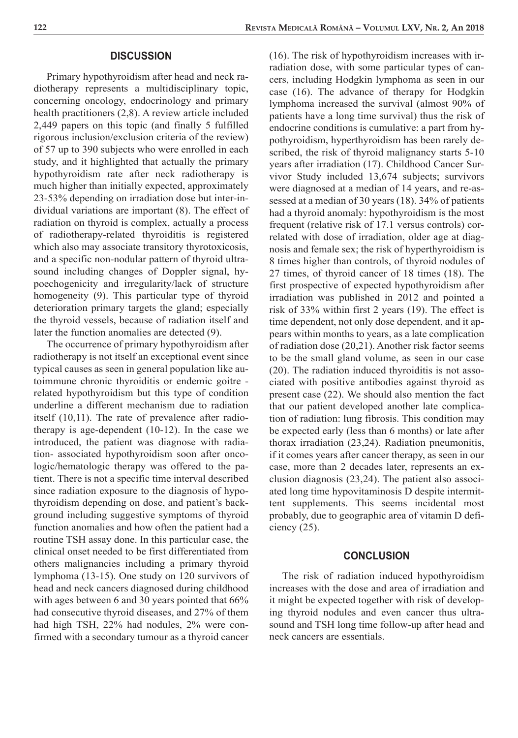## DISCUSSION

Primary hypothyroidism after head and neck radiotherapy represents a multidisciplinary topic, concerning oncology, endocrinology and primary health practitioners (2,8). A review article included 2,449 papers on this topic (and finally 5 fulfilled rigorous inclusion/exclusion criteria of the review) of 57 up to 390 subjects who were enrolled in each study, and it highlighted that actually the primary hypothyroidism rate after neck radiotherapy is much higher than initially expected, approximately 23-53% depending on irradiation dose but inter-individual variations are important (8). The effect of radiation on thyroid is complex, actually a process of radiotherapy-related thyroiditis is registered which also may associate transitory thyrotoxicosis, and a specific non-nodular pattern of thyroid ultrasound including changes of Doppler signal, hypoechogenicity and irregularity/lack of structure homogeneity (9). This particular type of thyroid deterioration primary targets the gland; especially the thyroid vessels, because of radiation itself and later the function anomalies are detected (9).

The occurrence of primary hypothyroidism after radiotherapy is not itself an exceptional event since typical causes as seen in general population like autoimmune chronic thyroiditis or endemic goitre - related hypothyroidism but this type of condition underline a different mechanism due to radiation itself (10,11). The rate of prevalence after radiotherapy is age-dependent (10-12). In the case we introduced, the patient was diagnose with radiation- associated hypothyroidism soon after oncologic/hematologic therapy was offered to the patient. There is not a specific time interval described since radiation exposure to the diagnosis of hypothyroidism depending on dose, and patient's background including suggestive symptoms of thyroid function anomalies and how often the patient had a routine TSH assay done. In this particular case, the clinical onset needed to be first differentiated from others malignancies including a primary thyroid lymphoma (13-15). One study on 120 survivors of head and neck cancers diagnosed during childhood with ages between 6 and 30 years pointed that 66% had consecutive thyroid diseases, and 27% of them had high TSH, 22% had nodules, 2% were confirmed with a secondary tumour as a thyroid cancer (16). The risk of hypothyroidism increases with irradiation dose, with some particular types of cancers, including Hodgkin lymphoma as seen in our case (16). The advance of therapy for Hodgkin lymphoma increased the survival (almost 90% of patients have a long time survival) thus the risk of endocrine conditions is cumulative: a part from hypothyroidism, hyperthyroidism has been rarely described, the risk of thyroid malignancy starts 5-10 years after irradiation (17). Childhood Cancer Survivor Study included 13,674 subjects; survivors were diagnosed at a median of 14 years, and re-assessed at a median of 30 years (18). 34% of patients had a thyroid anomaly: hypothyroidism is the most frequent (relative risk of 17.1 versus controls) correlated with dose of irradiation, older age at diagnosis and female sex; the risk of hyperthyroidism is 8 times higher than controls, of thyroid nodules of 27 times, of thyroid cancer of 18 times (18). The first prospective of expected hypothyroidism after irradiation was published in 2012 and pointed a risk of 33% within first 2 years (19). The effect is time dependent, not only dose dependent, and it appears within months to years, as a late complication of radiation dose (20,21). Another risk factor seems to be the small gland volume, as seen in our case (20). The radiation induced thyroiditis is not associated with positive antibodies against thyroid as present case (22). We should also mention the fact that our patient developed another late complication of radiation: lung fibrosis. This condition may be expected early (less than 6 months) or late after thorax irradiation (23,24). Radiation pneumonitis, if it comes years after cancer therapy, as seen in our case, more than 2 decades later, represents an exclusion diagnosis (23,24). The patient also associated long time hypovitaminosis D despite intermittent supplements. This seems incidental most probably, due to geographic area of vitamin D deficiency (25).

## CONCLUSION

The risk of radiation induced hypothyroidism increases with the dose and area of irradiation and it might be expected together with risk of developing thyroid nodules and even cancer thus ultrasound and TSH long time follow-up after head and neck cancers are essentials.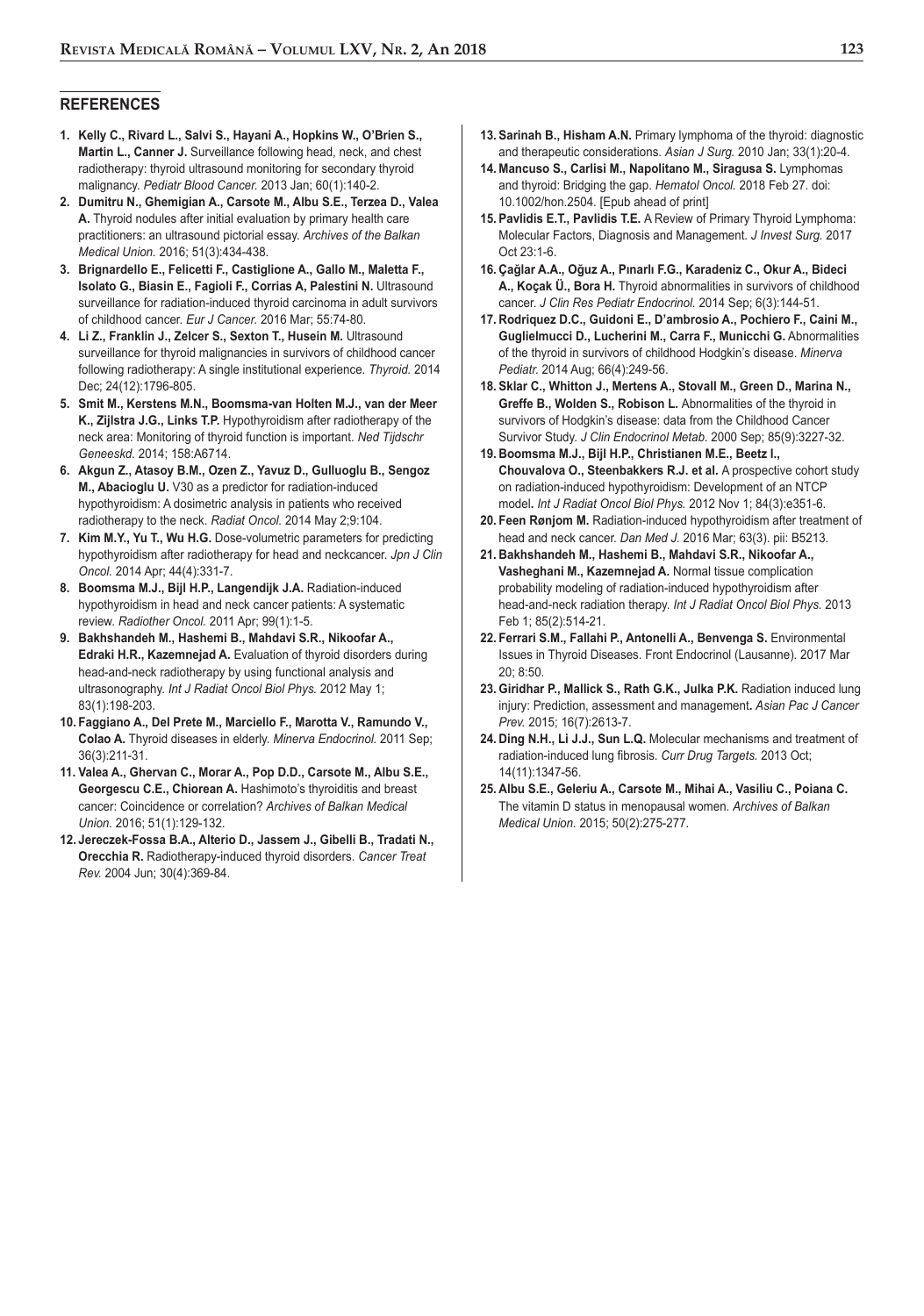## REFERENCES

1. **Kelly C., Rivard L., Salvi S., Hayani A., Hopkins W., O'Brien S., Martin L., Canner J.** Surveillance following head, neck, and chest radiotherapy: thyroid ultrasound monitoring for secondary thyroid malignancy. *Pediatr Blood Cancer.* 2013 Jan; 60(1):140-2.
2. **Dumitru N., Ghemigian A., Carsote M., Albu S.E., Terzea D., Valea A.** Thyroid nodules after initial evaluation by primary health care practitioners: an ultrasound pictorial essay. *Archives of the Balkan Medical Union.* 2016; 51(3):434-438.
3. **Brignardello E., Felicetti F., Castiglione A., Gallo M., Maletta F., Isolato G., Biasin E., Fagioli F., Corrias A, Palestini N.** Ultrasound surveillance for radiation-induced thyroid carcinoma in adult survivors of childhood cancer. *Eur J Cancer.* 2016 Mar; 55:74-80.
4. **Li Z., Franklin J., Zelcer S., Sexton T., Husein M.** Ultrasound surveillance for thyroid malignancies in survivors of childhood cancer following radiotherapy: A single institutional experience. *Thyroid.* 2014 Dec; 24(12):1796-805.
5. **Smit M., Kerstens M.N., Boomsma-van Holten M.J., van der Meer K., Zijlstra J.G., Links T.P.** Hypothyroidism after radiotherapy of the neck area: Monitoring of thyroid function is important. *Ned Tijdschr Geneeskd.* 2014; 158:A6714.
6. **Akgun Z., Atasoy B.M., Ozen Z., Yavuz D., Gulluoglu B., Sengoz M., Abacioglu U.** V30 as a predictor for radiation-induced hypothyroidism: A dosimetric analysis in patients who received radiotherapy to the neck. *Radiat Oncol.* 2014 May 2;9:104.
7. **Kim M.Y., Yu T., Wu H.G.** Dose-volumetric parameters for predicting hypothyroidism after radiotherapy for head and neckcancer. *Jpn J Clin Oncol.* 2014 Apr; 44(4):331-7.
8. **Boomsma M.J., Bijl H.P., Langendijk J.A.** Radiation-induced hypothyroidism in head and neck cancer patients: A systematic review. *Radiother Oncol.* 2011 Apr; 99(1):1-5.
9. **Bakhshandeh M., Hashemi B., Mahdavi S.R., Nikoofar A., Edraki H.R., Kazemnejad A.** Evaluation of thyroid disorders during head-and-neck radiotherapy by using functional analysis and ultrasonography. *Int J Radiat Oncol Biol Phys.* 2012 May 1; 83(1):198-203.
10. **Faggiano A., Del Prete M., Marciello F., Marotta V., Ramundo V., Colao A.** Thyroid diseases in elderly. *Minerva Endocrinol.* 2011 Sep; 36(3):211-31.
11. **Valea A., Ghervan C., Morar A., Pop D.D., Carsote M., Albu S.E., Georgescu C.E., Chiorean A.** Hashimoto's thyroiditis and breast cancer: Coincidence or correlation? *Archives of Balkan Medical Union.* 2016; 51(1):129-132.
12. **Jereczek-Fossa B.A., Alterio D., Jassem J., Gibelli B., Tradati N., Orecchia R.** Radiotherapy-induced thyroid disorders. *Cancer Treat Rev.* 2004 Jun; 30(4):369-84.
13. **Sarinah B., Hisham A.N.** Primary lymphoma of the thyroid: diagnostic and therapeutic considerations. *Asian J Surg.* 2010 Jan; 33(1):20-4.
14. **Mancuso S., Carlisi M., Napolitano M., Siragusa S.** Lymphomas and thyroid: Bridging the gap. *Hematol Oncol.* 2018 Feb 27. doi: 10.1002/hon.2504. [Epub ahead of print]
15. **Pavlidis E.T., Pavlidis T.E.** A Review of Primary Thyroid Lymphoma: Molecular Factors, Diagnosis and Management. *J Invest Surg.* 2017 Oct 23:1-6.
16. **Çağlar A.A., Oğuz A., Pınarlı F.G., Karadeniz C., Okur A., Bideci A., Koçak Ü., Bora H.** Thyroid abnormalities in survivors of childhood cancer. *J Clin Res Pediatr Endocrinol.* 2014 Sep; 6(3):144-51.
17. **Rodriquez D.C., Guidoni E., D'ambrosio A., Pochiero F., Caini M., Guglielmucci D., Lucherini M., Carra F., Municchi G.** Abnormalities of the thyroid in survivors of childhood Hodgkin's disease. *Minerva Pediatr.* 2014 Aug; 66(4):249-56.
18. **Sklar C., Whitton J., Mertens A., Stovall M., Green D., Marina N., Greffe B., Wolden S., Robison L.** Abnormalities of the thyroid in survivors of Hodgkin's disease: data from the Childhood Cancer Survivor Study. *J Clin Endocrinol Metab.* 2000 Sep; 85(9):3227-32.
19. **Boomsma M.J., Bijl H.P., Christianen M.E., Beetz I., Chouvalova O., Steenbakkers R.J. et al.** A prospective cohort study on radiation-induced hypothyroidism: Development of an NTCP model. *Int J Radiat Oncol Biol Phys.* 2012 Nov 1; 84(3):e351-6.
20. **Feen Rønjom M.** Radiation-induced hypothyroidism after treatment of head and neck cancer. *Dan Med J.* 2016 Mar; 63(3). pii: B5213.
21. **Bakhshandeh M., Hashemi B., Mahdavi S.R., Nikoofar A., Vasheghani M., Kazemnejad A.** Normal tissue complication probability modeling of radiation-induced hypothyroidism after head-and-neck radiation therapy. *Int J Radiat Oncol Biol Phys.* 2013 Feb 1; 85(2):514-21.
22. **Ferrari S.M., Fallahi P., Antonelli A., Benvenga S.** Environmental Issues in Thyroid Diseases. Front Endocrinol (Lausanne). 2017 Mar 20; 8:50.
23. **Giridhar P., Mallick S., Rath G.K., Julka P.K.** Radiation induced lung injury: Prediction, assessment and management. *Asian Pac J Cancer Prev.* 2015; 16(7):2613-7.
24. **Ding N.H., Li J.J., Sun L.Q.** Molecular mechanisms and treatment of radiation-induced lung fibrosis. *Curr Drug Targets.* 2013 Oct; 14(11):1347-56.
25. **Albu S.E., Geleriu A., Carsote M., Mihai A., Vasiliu C., Poiana C.** The vitamin D status in menopausal women. *Archives of Balkan Medical Union.* 2015; 50(2):275-277.